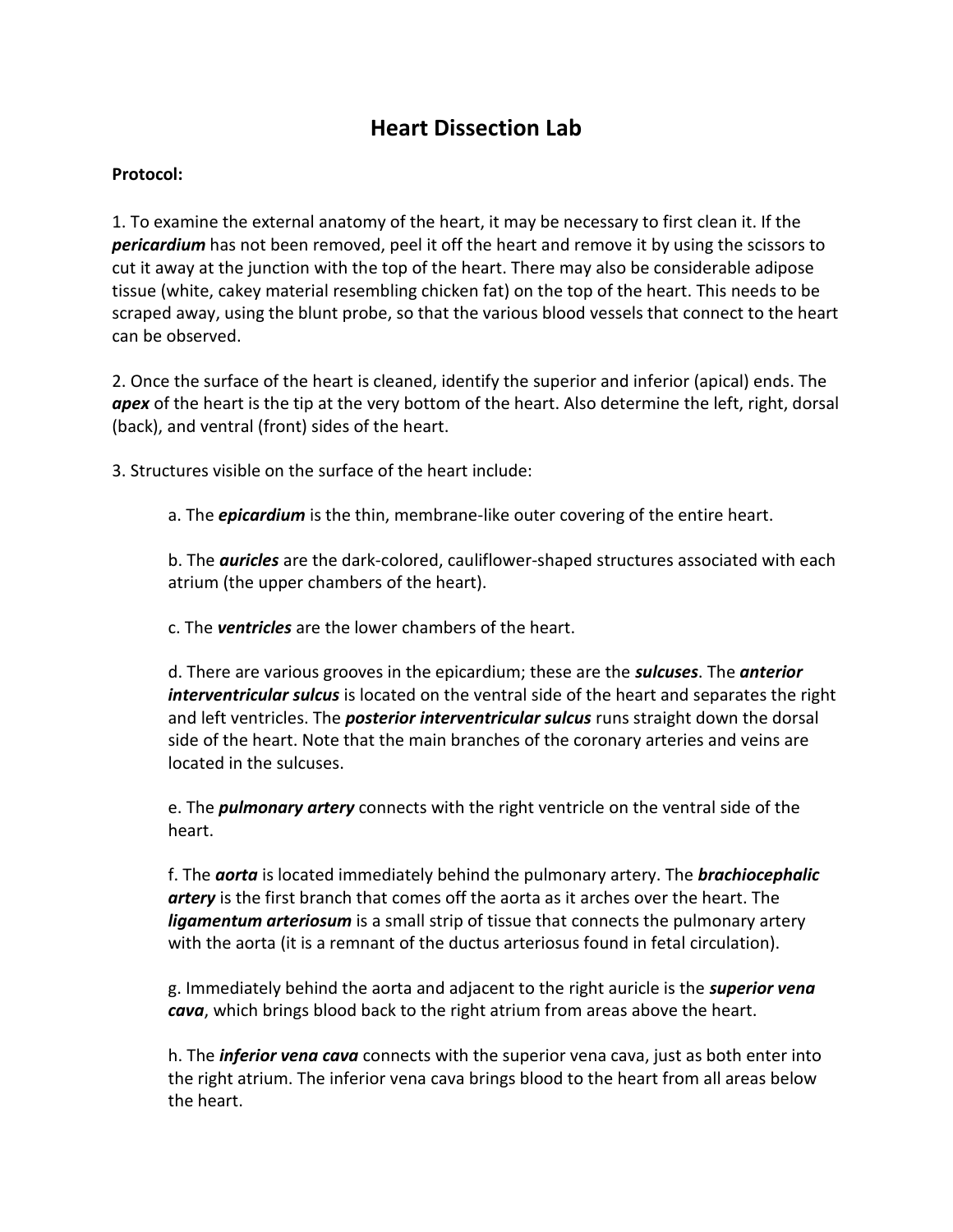# Heart Dissection Lab

**Protocol:**

1. To examine the external anatomy of the heart, it may be necessary to first clean it. If the ***pericardium*** has not been removed, peel it off the heart and remove it by using the scissors to cut it away at the junction with the top of the heart. There may also be considerable adipose tissue (white, cakey material resembling chicken fat) on the top of the heart. This needs to be scraped away, using the blunt probe, so that the various blood vessels that connect to the heart can be observed.

2. Once the surface of the heart is cleaned, identify the superior and inferior (apical) ends. The ***apex*** of the heart is the tip at the very bottom of the heart. Also determine the left, right, dorsal (back), and ventral (front) sides of the heart.

3. Structures visible on the surface of the heart include:

   a. The ***epicardium*** is the thin, membrane-like outer covering of the entire heart.

   b. The ***auricles*** are the dark-colored, cauliflower-shaped structures associated with each atrium (the upper chambers of the heart).

   c. The ***ventricles*** are the lower chambers of the heart.

   d. There are various grooves in the epicardium; these are the ***sulcuses***. The ***anterior interventricular sulcus*** is located on the ventral side of the heart and separates the right and left ventricles. The ***posterior interventricular sulcus*** runs straight down the dorsal side of the heart. Note that the main branches of the coronary arteries and veins are located in the sulcuses.

   e. The ***pulmonary artery*** connects with the right ventricle on the ventral side of the heart.

   f. The ***aorta*** is located immediately behind the pulmonary artery. The ***brachiocephalic artery*** is the first branch that comes off the aorta as it arches over the heart. The ***ligamentum arteriosum*** is a small strip of tissue that connects the pulmonary artery with the aorta (it is a remnant of the ductus arteriosus found in fetal circulation).

   g. Immediately behind the aorta and adjacent to the right auricle is the ***superior vena cava***, which brings blood back to the right atrium from areas above the heart.

   h. The ***inferior vena cava*** connects with the superior vena cava, just as both enter into the right atrium. The inferior vena cava brings blood to the heart from all areas below the heart.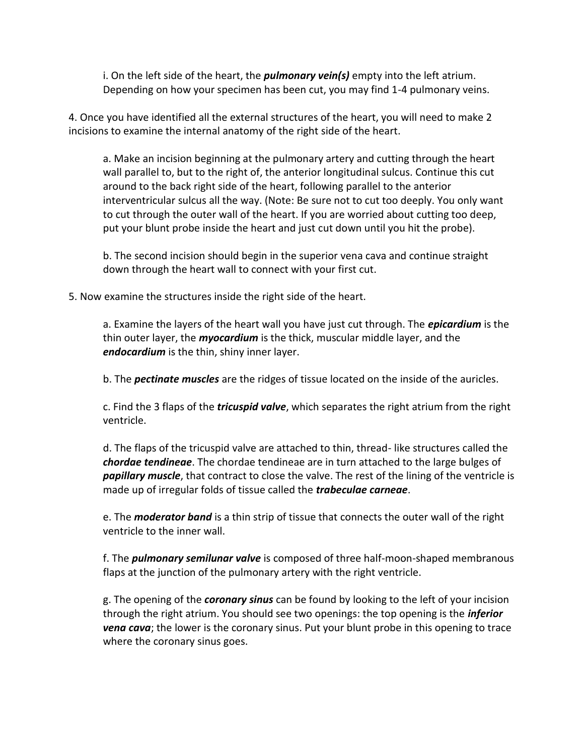i. On the left side of the heart, the ***pulmonary vein(s)*** empty into the left atrium. Depending on how your specimen has been cut, you may find 1-4 pulmonary veins.

4. Once you have identified all the external structures of the heart, you will need to make 2 incisions to examine the internal anatomy of the right side of the heart.

a. Make an incision beginning at the pulmonary artery and cutting through the heart wall parallel to, but to the right of, the anterior longitudinal sulcus. Continue this cut around to the back right side of the heart, following parallel to the anterior interventricular sulcus all the way. (Note: Be sure not to cut too deeply. You only want to cut through the outer wall of the heart. If you are worried about cutting too deep, put your blunt probe inside the heart and just cut down until you hit the probe).

b. The second incision should begin in the superior vena cava and continue straight down through the heart wall to connect with your first cut.

5. Now examine the structures inside the right side of the heart.

a. Examine the layers of the heart wall you have just cut through. The ***epicardium*** is the thin outer layer, the ***myocardium*** is the thick, muscular middle layer, and the ***endocardium*** is the thin, shiny inner layer.

b. The ***pectinate muscles*** are the ridges of tissue located on the inside of the auricles.

c. Find the 3 flaps of the ***tricuspid valve***, which separates the right atrium from the right ventricle.

d. The flaps of the tricuspid valve are attached to thin, thread- like structures called the ***chordae tendineae***. The chordae tendineae are in turn attached to the large bulges of ***papillary muscle***, that contract to close the valve. The rest of the lining of the ventricle is made up of irregular folds of tissue called the ***trabeculae carneae***.

e. The ***moderator band*** is a thin strip of tissue that connects the outer wall of the right ventricle to the inner wall.

f. The ***pulmonary semilunar valve*** is composed of three half-moon-shaped membranous flaps at the junction of the pulmonary artery with the right ventricle.

g. The opening of the ***coronary sinus*** can be found by looking to the left of your incision through the right atrium. You should see two openings: the top opening is the ***inferior vena cava***; the lower is the coronary sinus. Put your blunt probe in this opening to trace where the coronary sinus goes.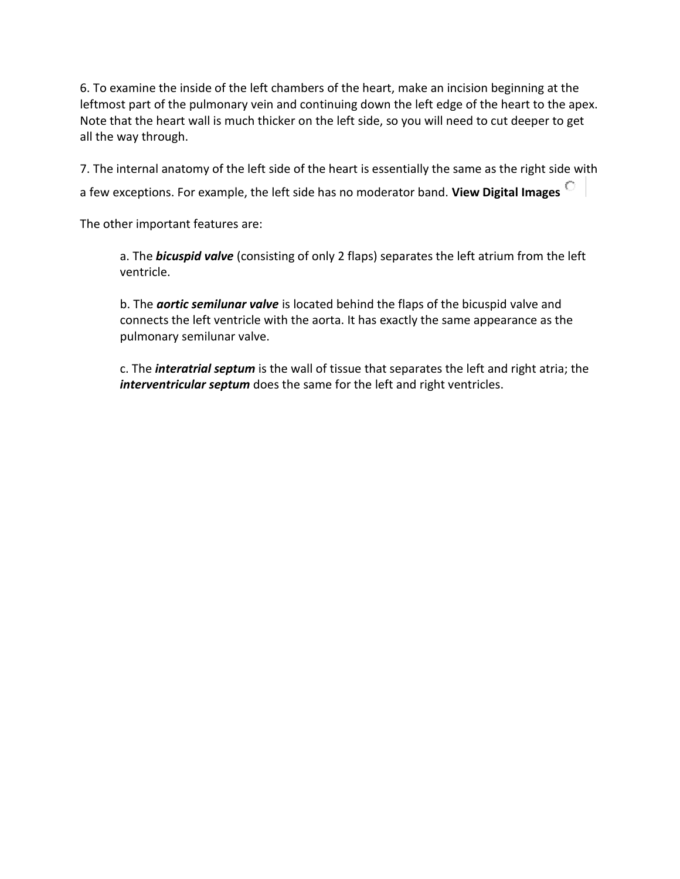6. To examine the inside of the left chambers of the heart, make an incision beginning at the leftmost part of the pulmonary vein and continuing down the left edge of the heart to the apex. Note that the heart wall is much thicker on the left side, so you will need to cut deeper to get all the way through.

7. The internal anatomy of the left side of the heart is essentially the same as the right side with a few exceptions. For example, the left side has no moderator band. **View Digital Images**

The other important features are:

> a. The ***bicuspid valve*** (consisting of only 2 flaps) separates the left atrium from the left ventricle.
>
> b. The ***aortic semilunar valve*** is located behind the flaps of the bicuspid valve and connects the left ventricle with the aorta. It has exactly the same appearance as the pulmonary semilunar valve.
>
> c. The ***interatrial septum*** is the wall of tissue that separates the left and right atria; the ***interventricular septum*** does the same for the left and right ventricles.